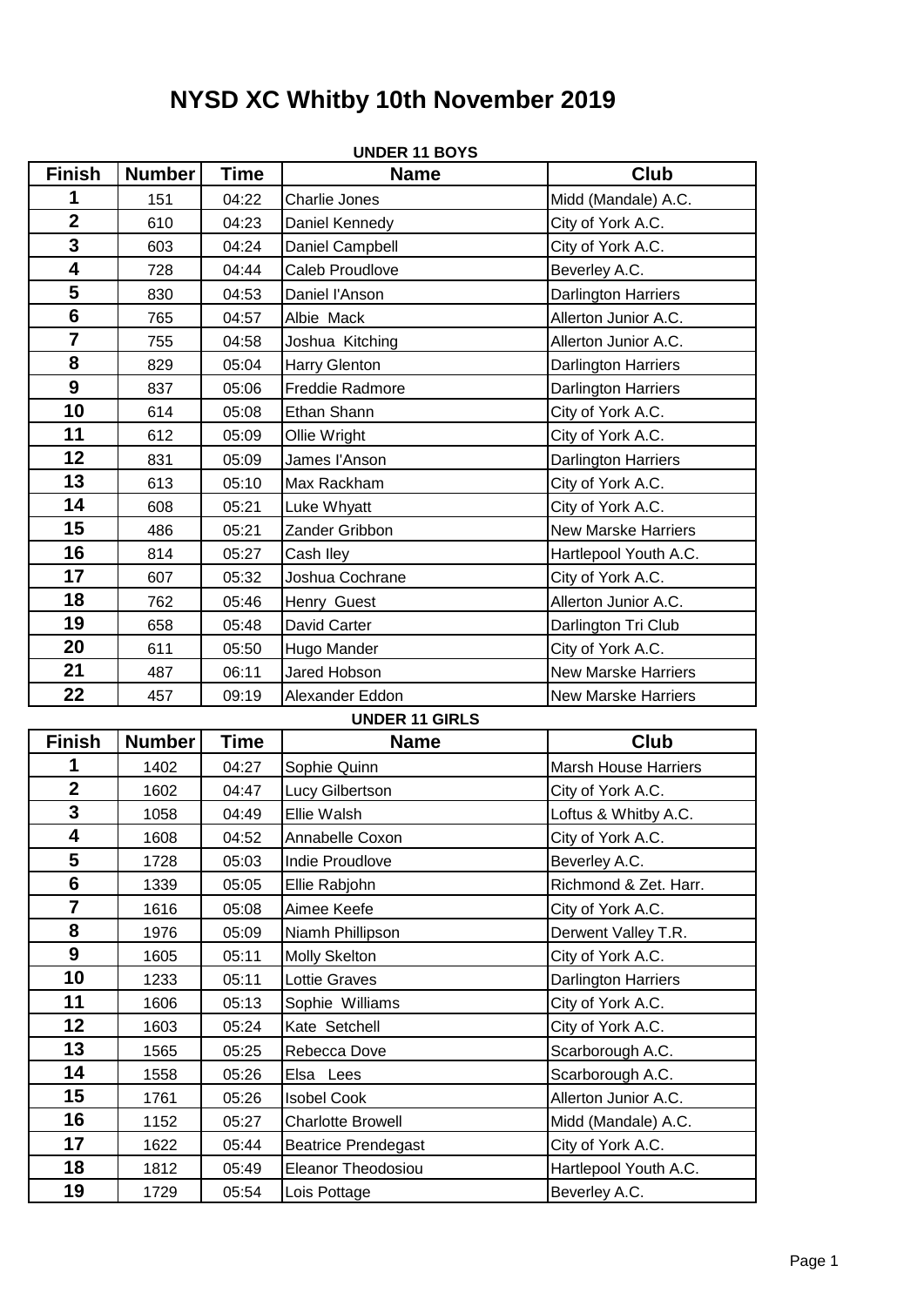# NYSD XC Whitby 10th November 2019

**UNDER 11 BOYS**

| Finish | Number | Time | Name | Club |
|---|---|---|---|---|
| 1 | 151 | 04:22 | Charlie Jones | Midd (Mandale) A.C. |
| 2 | 610 | 04:23 | Daniel Kennedy | City of York A.C. |
| 3 | 603 | 04:24 | Daniel Campbell | City of York A.C. |
| 4 | 728 | 04:44 | Caleb Proudlove | Beverley A.C. |
| 5 | 830 | 04:53 | Daniel I'Anson | Darlington Harriers |
| 6 | 765 | 04:57 | Albie  Mack | Allerton Junior A.C. |
| 7 | 755 | 04:58 | Joshua  Kitching | Allerton Junior A.C. |
| 8 | 829 | 05:04 | Harry Glenton | Darlington Harriers |
| 9 | 837 | 05:06 | Freddie Radmore | Darlington Harriers |
| 10 | 614 | 05:08 | Ethan Shann | City of York A.C. |
| 11 | 612 | 05:09 | Ollie Wright | City of York A.C. |
| 12 | 831 | 05:09 | James I'Anson | Darlington Harriers |
| 13 | 613 | 05:10 | Max Rackham | City of York A.C. |
| 14 | 608 | 05:21 | Luke Whyatt | City of York A.C. |
| 15 | 486 | 05:21 | Zander Gribbon | New Marske Harriers |
| 16 | 814 | 05:27 | Cash Iley | Hartlepool Youth A.C. |
| 17 | 607 | 05:32 | Joshua Cochrane | City of York A.C. |
| 18 | 762 | 05:46 | Henry  Guest | Allerton Junior A.C. |
| 19 | 658 | 05:48 | David Carter | Darlington Tri Club |
| 20 | 611 | 05:50 | Hugo Mander | City of York A.C. |
| 21 | 487 | 06:11 | Jared Hobson | New Marske Harriers |
| 22 | 457 | 09:19 | Alexander Eddon | New Marske Harriers |

**UNDER 11 GIRLS**

| Finish | Number | Time | Name | Club |
|---|---|---|---|---|
| 1 | 1402 | 04:27 | Sophie Quinn | Marsh House Harriers |
| 2 | 1602 | 04:47 | Lucy Gilbertson | City of York A.C. |
| 3 | 1058 | 04:49 | Ellie Walsh | Loftus & Whitby A.C. |
| 4 | 1608 | 04:52 | Annabelle Coxon | City of York A.C. |
| 5 | 1728 | 05:03 | Indie Proudlove | Beverley A.C. |
| 6 | 1339 | 05:05 | Ellie Rabjohn | Richmond & Zet. Harr. |
| 7 | 1616 | 05:08 | Aimee Keefe | City of York A.C. |
| 8 | 1976 | 05:09 | Niamh Phillipson | Derwent Valley T.R. |
| 9 | 1605 | 05:11 | Molly Skelton | City of York A.C. |
| 10 | 1233 | 05:11 | Lottie Graves | Darlington Harriers |
| 11 | 1606 | 05:13 | Sophie  Williams | City of York A.C. |
| 12 | 1603 | 05:24 | Kate  Setchell | City of York A.C. |
| 13 | 1565 | 05:25 | Rebecca Dove | Scarborough A.C. |
| 14 | 1558 | 05:26 | Elsa   Lees | Scarborough A.C. |
| 15 | 1761 | 05:26 | Isobel Cook | Allerton Junior A.C. |
| 16 | 1152 | 05:27 | Charlotte Browell | Midd (Mandale) A.C. |
| 17 | 1622 | 05:44 | Beatrice Prendegast | City of York A.C. |
| 18 | 1812 | 05:49 | Eleanor Theodosiou | Hartlepool Youth A.C. |
| 19 | 1729 | 05:54 | Lois Pottage | Beverley A.C. |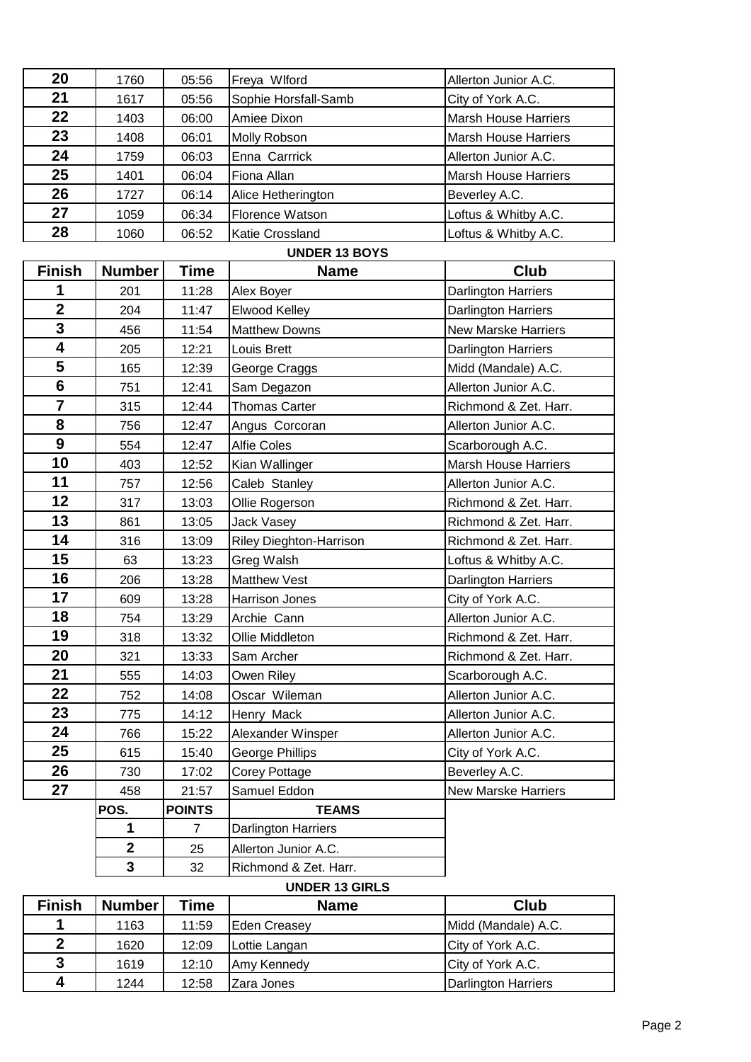| Finish | Number | Time | Name | Club |
|---|---|---|---|---|
| 20 | 1760 | 05:56 | Freya Wlford | Allerton Junior A.C. |
| 21 | 1617 | 05:56 | Sophie Horsfall-Samb | City of York A.C. |
| 22 | 1403 | 06:00 | Amiee Dixon | Marsh House Harriers |
| 23 | 1408 | 06:01 | Molly Robson | Marsh House Harriers |
| 24 | 1759 | 06:03 | Enna Carrrick | Allerton Junior A.C. |
| 25 | 1401 | 06:04 | Fiona Allan | Marsh House Harriers |
| 26 | 1727 | 06:14 | Alice Hetherington | Beverley A.C. |
| 27 | 1059 | 06:34 | Florence Watson | Loftus & Whitby A.C. |
| 28 | 1060 | 06:52 | Katie Crossland | Loftus & Whitby A.C. |

## UNDER 13 BOYS

| Finish | Number | Time | Name | Club |
|---|---|---|---|---|
| 1 | 201 | 11:28 | Alex Boyer | Darlington Harriers |
| 2 | 204 | 11:47 | Elwood Kelley | Darlington Harriers |
| 3 | 456 | 11:54 | Matthew Downs | New Marske Harriers |
| 4 | 205 | 12:21 | Louis Brett | Darlington Harriers |
| 5 | 165 | 12:39 | George Craggs | Midd (Mandale) A.C. |
| 6 | 751 | 12:41 | Sam Degazon | Allerton Junior A.C. |
| 7 | 315 | 12:44 | Thomas Carter | Richmond & Zet. Harr. |
| 8 | 756 | 12:47 | Angus Corcoran | Allerton Junior A.C. |
| 9 | 554 | 12:47 | Alfie Coles | Scarborough A.C. |
| 10 | 403 | 12:52 | Kian Wallinger | Marsh House Harriers |
| 11 | 757 | 12:56 | Caleb Stanley | Allerton Junior A.C. |
| 12 | 317 | 13:03 | Ollie Rogerson | Richmond & Zet. Harr. |
| 13 | 861 | 13:05 | Jack Vasey | Richmond & Zet. Harr. |
| 14 | 316 | 13:09 | Riley Dieghton-Harrison | Richmond & Zet. Harr. |
| 15 | 63 | 13:23 | Greg Walsh | Loftus & Whitby A.C. |
| 16 | 206 | 13:28 | Matthew Vest | Darlington Harriers |
| 17 | 609 | 13:28 | Harrison Jones | City of York A.C. |
| 18 | 754 | 13:29 | Archie Cann | Allerton Junior A.C. |
| 19 | 318 | 13:32 | Ollie Middleton | Richmond & Zet. Harr. |
| 20 | 321 | 13:33 | Sam Archer | Richmond & Zet. Harr. |
| 21 | 555 | 14:03 | Owen Riley | Scarborough A.C. |
| 22 | 752 | 14:08 | Oscar Wileman | Allerton Junior A.C. |
| 23 | 775 | 14:12 | Henry Mack | Allerton Junior A.C. |
| 24 | 766 | 15:22 | Alexander Winsper | Allerton Junior A.C. |
| 25 | 615 | 15:40 | George Phillips | City of York A.C. |
| 26 | 730 | 17:02 | Corey Pottage | Beverley A.C. |
| 27 | 458 | 21:57 | Samuel Eddon | New Marske Harriers |

| POS. | POINTS | TEAMS |
|---|---|---|
| 1 | 7 | Darlington Harriers |
| 2 | 25 | Allerton Junior A.C. |
| 3 | 32 | Richmond & Zet. Harr. |

## UNDER 13 GIRLS

| Finish | Number | Time | Name | Club |
|---|---|---|---|---|
| 1 | 1163 | 11:59 | Eden Creasey | Midd (Mandale) A.C. |
| 2 | 1620 | 12:09 | Lottie Langan | City of York A.C. |
| 3 | 1619 | 12:10 | Amy Kennedy | City of York A.C. |
| 4 | 1244 | 12:58 | Zara Jones | Darlington Harriers |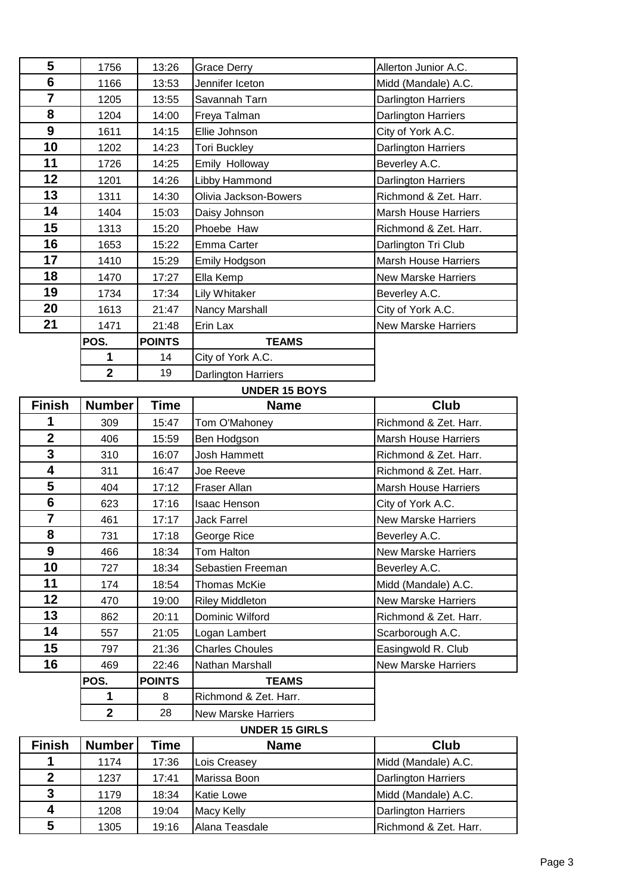| Finish | Number | Time | Name | Club |
|---|---|---|---|---|
| 5 | 1756 | 13:26 | Grace Derry | Allerton Junior A.C. |
| 6 | 1166 | 13:53 | Jennifer Iceton | Midd (Mandale) A.C. |
| 7 | 1205 | 13:55 | Savannah Tarn | Darlington Harriers |
| 8 | 1204 | 14:00 | Freya Talman | Darlington Harriers |
| 9 | 1611 | 14:15 | Ellie Johnson | City of York A.C. |
| 10 | 1202 | 14:23 | Tori Buckley | Darlington Harriers |
| 11 | 1726 | 14:25 | Emily Holloway | Beverley A.C. |
| 12 | 1201 | 14:26 | Libby Hammond | Darlington Harriers |
| 13 | 1311 | 14:30 | Olivia Jackson-Bowers | Richmond & Zet. Harr. |
| 14 | 1404 | 15:03 | Daisy Johnson | Marsh House Harriers |
| 15 | 1313 | 15:20 | Phoebe Haw | Richmond & Zet. Harr. |
| 16 | 1653 | 15:22 | Emma Carter | Darlington Tri Club |
| 17 | 1410 | 15:29 | Emily Hodgson | Marsh House Harriers |
| 18 | 1470 | 17:27 | Ella Kemp | New Marske Harriers |
| 19 | 1734 | 17:34 | Lily Whitaker | Beverley A.C. |
| 20 | 1613 | 21:47 | Nancy Marshall | City of York A.C. |
| 21 | 1471 | 21:48 | Erin Lax | New Marske Harriers |

| POS. | POINTS | TEAMS |
|---|---|---|
| 1 | 14 | City of York A.C. |
| 2 | 19 | Darlington Harriers |

**UNDER 15 BOYS**

| Finish | Number | Time | Name | Club |
|---|---|---|---|---|
| 1 | 309 | 15:47 | Tom O'Mahoney | Richmond & Zet. Harr. |
| 2 | 406 | 15:59 | Ben Hodgson | Marsh House Harriers |
| 3 | 310 | 16:07 | Josh Hammett | Richmond & Zet. Harr. |
| 4 | 311 | 16:47 | Joe Reeve | Richmond & Zet. Harr. |
| 5 | 404 | 17:12 | Fraser Allan | Marsh House Harriers |
| 6 | 623 | 17:16 | Isaac Henson | City of York A.C. |
| 7 | 461 | 17:17 | Jack Farrel | New Marske Harriers |
| 8 | 731 | 17:18 | George Rice | Beverley A.C. |
| 9 | 466 | 18:34 | Tom Halton | New Marske Harriers |
| 10 | 727 | 18:34 | Sebastien Freeman | Beverley A.C. |
| 11 | 174 | 18:54 | Thomas McKie | Midd (Mandale) A.C. |
| 12 | 470 | 19:00 | Riley Middleton | New Marske Harriers |
| 13 | 862 | 20:11 | Dominic Wilford | Richmond & Zet. Harr. |
| 14 | 557 | 21:05 | Logan Lambert | Scarborough A.C. |
| 15 | 797 | 21:36 | Charles Choules | Easingwold R. Club |
| 16 | 469 | 22:46 | Nathan Marshall | New Marske Harriers |

| POS. | POINTS | TEAMS |
|---|---|---|
| 1 | 8 | Richmond & Zet. Harr. |
| 2 | 28 | New Marske Harriers |

**UNDER 15 GIRLS**

| Finish | Number | Time | Name | Club |
|---|---|---|---|---|
| 1 | 1174 | 17:36 | Lois Creasey | Midd (Mandale) A.C. |
| 2 | 1237 | 17:41 | Marissa Boon | Darlington Harriers |
| 3 | 1179 | 18:34 | Katie Lowe | Midd (Mandale) A.C. |
| 4 | 1208 | 19:04 | Macy Kelly | Darlington Harriers |
| 5 | 1305 | 19:16 | Alana Teasdale | Richmond & Zet. Harr. |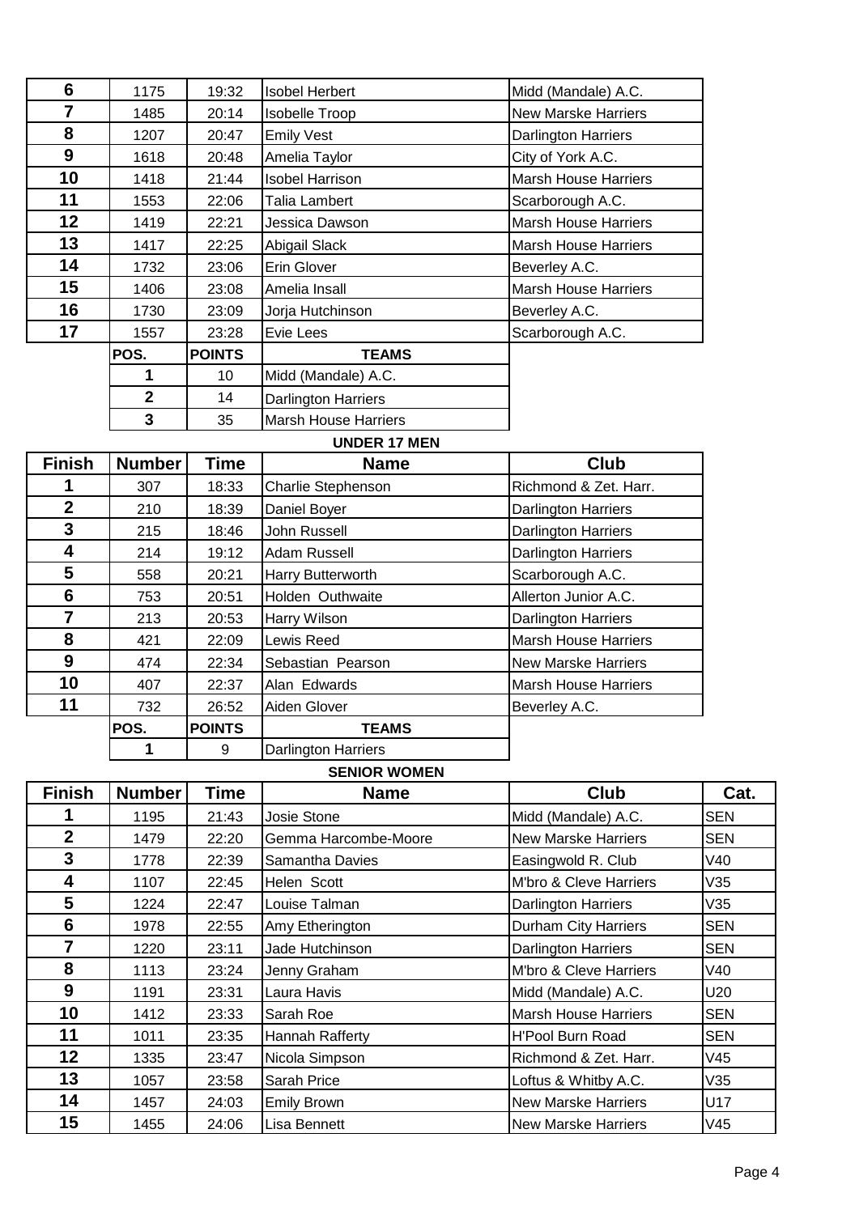| Finish | Number | Time | Name | Club |
|---|---|---|---|---|
| 6 | 1175 | 19:32 | Isobel Herbert | Midd (Mandale) A.C. |
| 7 | 1485 | 20:14 | Isobelle Troop | New Marske Harriers |
| 8 | 1207 | 20:47 | Emily Vest | Darlington Harriers |
| 9 | 1618 | 20:48 | Amelia Taylor | City of York A.C. |
| 10 | 1418 | 21:44 | Isobel Harrison | Marsh House Harriers |
| 11 | 1553 | 22:06 | Talia Lambert | Scarborough A.C. |
| 12 | 1419 | 22:21 | Jessica Dawson | Marsh House Harriers |
| 13 | 1417 | 22:25 | Abigail Slack | Marsh House Harriers |
| 14 | 1732 | 23:06 | Erin Glover | Beverley A.C. |
| 15 | 1406 | 23:08 | Amelia Insall | Marsh House Harriers |
| 16 | 1730 | 23:09 | Jorja Hutchinson | Beverley A.C. |
| 17 | 1557 | 23:28 | Evie Lees | Scarborough A.C. |

| POS. | POINTS | TEAMS |
|---|---|---|
| 1 | 10 | Midd (Mandale) A.C. |
| 2 | 14 | Darlington Harriers |
| 3 | 35 | Marsh House Harriers |

## UNDER 17 MEN

| Finish | Number | Time | Name | Club |
|---|---|---|---|---|
| 1 | 307 | 18:33 | Charlie Stephenson | Richmond & Zet. Harr. |
| 2 | 210 | 18:39 | Daniel Boyer | Darlington Harriers |
| 3 | 215 | 18:46 | John Russell | Darlington Harriers |
| 4 | 214 | 19:12 | Adam Russell | Darlington Harriers |
| 5 | 558 | 20:21 | Harry Butterworth | Scarborough A.C. |
| 6 | 753 | 20:51 | Holden Outhwaite | Allerton Junior A.C. |
| 7 | 213 | 20:53 | Harry Wilson | Darlington Harriers |
| 8 | 421 | 22:09 | Lewis Reed | Marsh House Harriers |
| 9 | 474 | 22:34 | Sebastian Pearson | New Marske Harriers |
| 10 | 407 | 22:37 | Alan Edwards | Marsh House Harriers |
| 11 | 732 | 26:52 | Aiden Glover | Beverley A.C. |

| POS. | POINTS | TEAMS |
|---|---|---|
| 1 | 9 | Darlington Harriers |

## SENIOR WOMEN

| Finish | Number | Time | Name | Club | Cat. |
|---|---|---|---|---|---|
| 1 | 1195 | 21:43 | Josie Stone | Midd (Mandale) A.C. | SEN |
| 2 | 1479 | 22:20 | Gemma Harcombe-Moore | New Marske Harriers | SEN |
| 3 | 1778 | 22:39 | Samantha Davies | Easingwold R. Club | V40 |
| 4 | 1107 | 22:45 | Helen Scott | M'bro & Cleve Harriers | V35 |
| 5 | 1224 | 22:47 | Louise Talman | Darlington Harriers | V35 |
| 6 | 1978 | 22:55 | Amy Etherington | Durham City Harriers | SEN |
| 7 | 1220 | 23:11 | Jade Hutchinson | Darlington Harriers | SEN |
| 8 | 1113 | 23:24 | Jenny Graham | M'bro & Cleve Harriers | V40 |
| 9 | 1191 | 23:31 | Laura Havis | Midd (Mandale) A.C. | U20 |
| 10 | 1412 | 23:33 | Sarah Roe | Marsh House Harriers | SEN |
| 11 | 1011 | 23:35 | Hannah Rafferty | H'Pool Burn Road | SEN |
| 12 | 1335 | 23:47 | Nicola Simpson | Richmond & Zet. Harr. | V45 |
| 13 | 1057 | 23:58 | Sarah Price | Loftus & Whitby A.C. | V35 |
| 14 | 1457 | 24:03 | Emily Brown | New Marske Harriers | U17 |
| 15 | 1455 | 24:06 | Lisa Bennett | New Marske Harriers | V45 |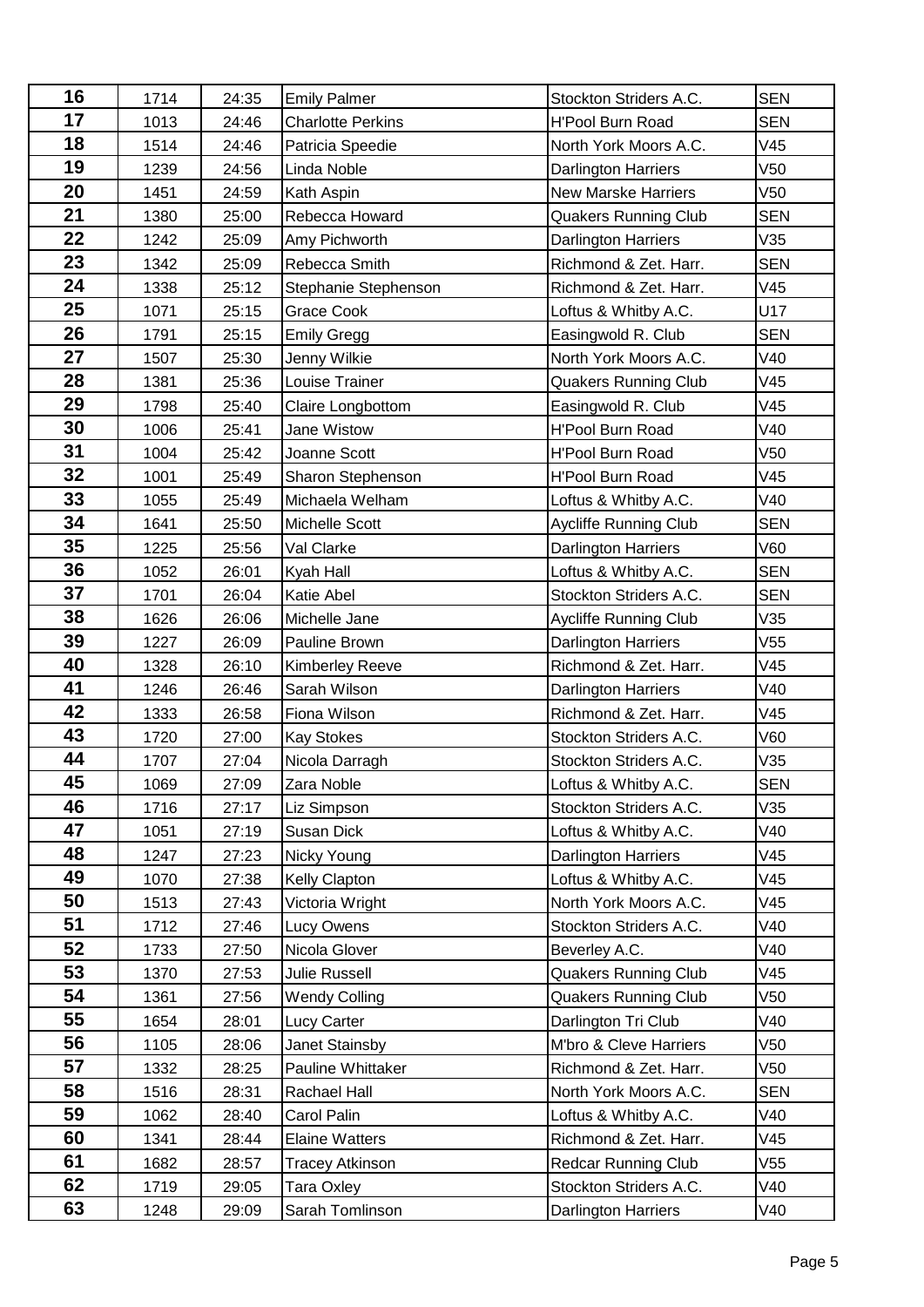| 16 | 1714 | 24:35 | Emily Palmer | Stockton Striders A.C. | SEN |
|---|---|---|---|---|---|
| 17 | 1013 | 24:46 | Charlotte Perkins | H'Pool Burn Road | SEN |
| 18 | 1514 | 24:46 | Patricia Speedie | North York Moors A.C. | V45 |
| 19 | 1239 | 24:56 | Linda Noble | Darlington Harriers | V50 |
| 20 | 1451 | 24:59 | Kath Aspin | New Marske Harriers | V50 |
| 21 | 1380 | 25:00 | Rebecca Howard | Quakers Running Club | SEN |
| 22 | 1242 | 25:09 | Amy Pichworth | Darlington Harriers | V35 |
| 23 | 1342 | 25:09 | Rebecca Smith | Richmond & Zet. Harr. | SEN |
| 24 | 1338 | 25:12 | Stephanie Stephenson | Richmond & Zet. Harr. | V45 |
| 25 | 1071 | 25:15 | Grace Cook | Loftus & Whitby A.C. | U17 |
| 26 | 1791 | 25:15 | Emily Gregg | Easingwold R. Club | SEN |
| 27 | 1507 | 25:30 | Jenny Wilkie | North York Moors A.C. | V40 |
| 28 | 1381 | 25:36 | Louise Trainer | Quakers Running Club | V45 |
| 29 | 1798 | 25:40 | Claire Longbottom | Easingwold R. Club | V45 |
| 30 | 1006 | 25:41 | Jane Wistow | H'Pool Burn Road | V40 |
| 31 | 1004 | 25:42 | Joanne Scott | H'Pool Burn Road | V50 |
| 32 | 1001 | 25:49 | Sharon Stephenson | H'Pool Burn Road | V45 |
| 33 | 1055 | 25:49 | Michaela Welham | Loftus & Whitby A.C. | V40 |
| 34 | 1641 | 25:50 | Michelle Scott | Aycliffe Running Club | SEN |
| 35 | 1225 | 25:56 | Val Clarke | Darlington Harriers | V60 |
| 36 | 1052 | 26:01 | Kyah Hall | Loftus & Whitby A.C. | SEN |
| 37 | 1701 | 26:04 | Katie Abel | Stockton Striders A.C. | SEN |
| 38 | 1626 | 26:06 | Michelle Jane | Aycliffe Running Club | V35 |
| 39 | 1227 | 26:09 | Pauline Brown | Darlington Harriers | V55 |
| 40 | 1328 | 26:10 | Kimberley Reeve | Richmond & Zet. Harr. | V45 |
| 41 | 1246 | 26:46 | Sarah Wilson | Darlington Harriers | V40 |
| 42 | 1333 | 26:58 | Fiona Wilson | Richmond & Zet. Harr. | V45 |
| 43 | 1720 | 27:00 | Kay Stokes | Stockton Striders A.C. | V60 |
| 44 | 1707 | 27:04 | Nicola Darragh | Stockton Striders A.C. | V35 |
| 45 | 1069 | 27:09 | Zara Noble | Loftus & Whitby A.C. | SEN |
| 46 | 1716 | 27:17 | Liz Simpson | Stockton Striders A.C. | V35 |
| 47 | 1051 | 27:19 | Susan Dick | Loftus & Whitby A.C. | V40 |
| 48 | 1247 | 27:23 | Nicky Young | Darlington Harriers | V45 |
| 49 | 1070 | 27:38 | Kelly Clapton | Loftus & Whitby A.C. | V45 |
| 50 | 1513 | 27:43 | Victoria Wright | North York Moors A.C. | V45 |
| 51 | 1712 | 27:46 | Lucy Owens | Stockton Striders A.C. | V40 |
| 52 | 1733 | 27:50 | Nicola Glover | Beverley A.C. | V40 |
| 53 | 1370 | 27:53 | Julie Russell | Quakers Running Club | V45 |
| 54 | 1361 | 27:56 | Wendy Colling | Quakers Running Club | V50 |
| 55 | 1654 | 28:01 | Lucy Carter | Darlington Tri Club | V40 |
| 56 | 1105 | 28:06 | Janet Stainsby | M'bro & Cleve Harriers | V50 |
| 57 | 1332 | 28:25 | Pauline Whittaker | Richmond & Zet. Harr. | V50 |
| 58 | 1516 | 28:31 | Rachael Hall | North York Moors A.C. | SEN |
| 59 | 1062 | 28:40 | Carol Palin | Loftus & Whitby A.C. | V40 |
| 60 | 1341 | 28:44 | Elaine Watters | Richmond & Zet. Harr. | V45 |
| 61 | 1682 | 28:57 | Tracey Atkinson | Redcar Running Club | V55 |
| 62 | 1719 | 29:05 | Tara Oxley | Stockton Striders A.C. | V40 |
| 63 | 1248 | 29:09 | Sarah Tomlinson | Darlington Harriers | V40 |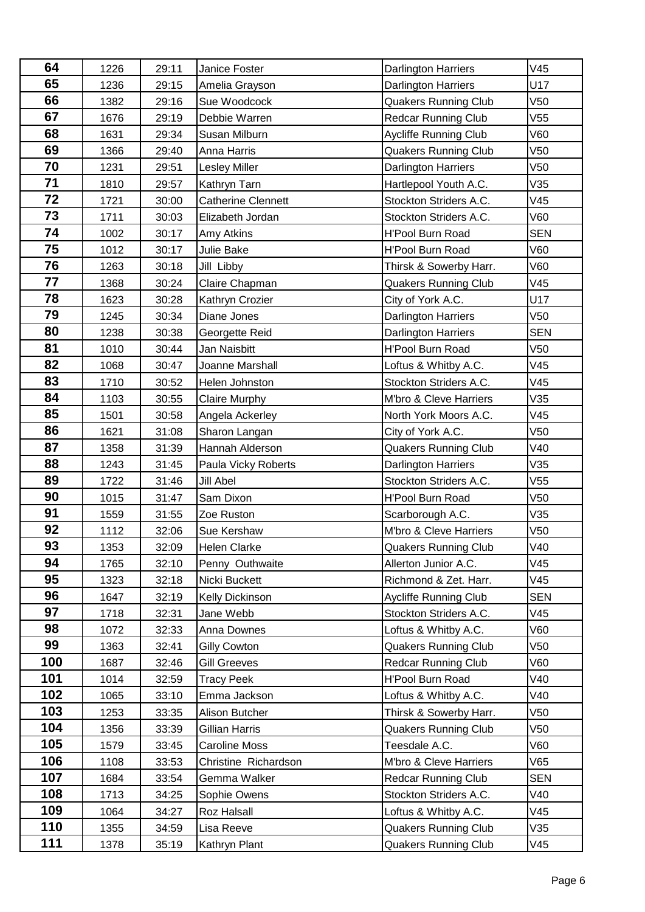| | | | | | |
|---|---|---|---|---|---|
| 64 | 1226 | 29:11 | Janice Foster | Darlington Harriers | V45 |
| 65 | 1236 | 29:15 | Amelia Grayson | Darlington Harriers | U17 |
| 66 | 1382 | 29:16 | Sue Woodcock | Quakers Running Club | V50 |
| 67 | 1676 | 29:19 | Debbie Warren | Redcar Running Club | V55 |
| 68 | 1631 | 29:34 | Susan Milburn | Aycliffe Running Club | V60 |
| 69 | 1366 | 29:40 | Anna Harris | Quakers Running Club | V50 |
| 70 | 1231 | 29:51 | Lesley Miller | Darlington Harriers | V50 |
| 71 | 1810 | 29:57 | Kathryn Tarn | Hartlepool Youth A.C. | V35 |
| 72 | 1721 | 30:00 | Catherine Clennett | Stockton Striders A.C. | V45 |
| 73 | 1711 | 30:03 | Elizabeth Jordan | Stockton Striders A.C. | V60 |
| 74 | 1002 | 30:17 | Amy Atkins | H'Pool Burn Road | SEN |
| 75 | 1012 | 30:17 | Julie Bake | H'Pool Burn Road | V60 |
| 76 | 1263 | 30:18 | Jill Libby | Thirsk & Sowerby Harr. | V60 |
| 77 | 1368 | 30:24 | Claire Chapman | Quakers Running Club | V45 |
| 78 | 1623 | 30:28 | Kathryn Crozier | City of York A.C. | U17 |
| 79 | 1245 | 30:34 | Diane Jones | Darlington Harriers | V50 |
| 80 | 1238 | 30:38 | Georgette Reid | Darlington Harriers | SEN |
| 81 | 1010 | 30:44 | Jan Naisbitt | H'Pool Burn Road | V50 |
| 82 | 1068 | 30:47 | Joanne Marshall | Loftus & Whitby A.C. | V45 |
| 83 | 1710 | 30:52 | Helen Johnston | Stockton Striders A.C. | V45 |
| 84 | 1103 | 30:55 | Claire Murphy | M'bro & Cleve Harriers | V35 |
| 85 | 1501 | 30:58 | Angela Ackerley | North York Moors A.C. | V45 |
| 86 | 1621 | 31:08 | Sharon Langan | City of York A.C. | V50 |
| 87 | 1358 | 31:39 | Hannah Alderson | Quakers Running Club | V40 |
| 88 | 1243 | 31:45 | Paula Vicky Roberts | Darlington Harriers | V35 |
| 89 | 1722 | 31:46 | Jill Abel | Stockton Striders A.C. | V55 |
| 90 | 1015 | 31:47 | Sam Dixon | H'Pool Burn Road | V50 |
| 91 | 1559 | 31:55 | Zoe Ruston | Scarborough A.C. | V35 |
| 92 | 1112 | 32:06 | Sue Kershaw | M'bro & Cleve Harriers | V50 |
| 93 | 1353 | 32:09 | Helen Clarke | Quakers Running Club | V40 |
| 94 | 1765 | 32:10 | Penny Outhwaite | Allerton Junior A.C. | V45 |
| 95 | 1323 | 32:18 | Nicki Buckett | Richmond & Zet. Harr. | V45 |
| 96 | 1647 | 32:19 | Kelly Dickinson | Aycliffe Running Club | SEN |
| 97 | 1718 | 32:31 | Jane Webb | Stockton Striders A.C. | V45 |
| 98 | 1072 | 32:33 | Anna Downes | Loftus & Whitby A.C. | V60 |
| 99 | 1363 | 32:41 | Gilly Cowton | Quakers Running Club | V50 |
| 100 | 1687 | 32:46 | Gill Greeves | Redcar Running Club | V60 |
| 101 | 1014 | 32:59 | Tracy Peek | H'Pool Burn Road | V40 |
| 102 | 1065 | 33:10 | Emma Jackson | Loftus & Whitby A.C. | V40 |
| 103 | 1253 | 33:35 | Alison Butcher | Thirsk & Sowerby Harr. | V50 |
| 104 | 1356 | 33:39 | Gillian Harris | Quakers Running Club | V50 |
| 105 | 1579 | 33:45 | Caroline Moss | Teesdale A.C. | V60 |
| 106 | 1108 | 33:53 | Christine Richardson | M'bro & Cleve Harriers | V65 |
| 107 | 1684 | 33:54 | Gemma Walker | Redcar Running Club | SEN |
| 108 | 1713 | 34:25 | Sophie Owens | Stockton Striders A.C. | V40 |
| 109 | 1064 | 34:27 | Roz Halsall | Loftus & Whitby A.C. | V45 |
| 110 | 1355 | 34:59 | Lisa Reeve | Quakers Running Club | V35 |
| 111 | 1378 | 35:19 | Kathryn Plant | Quakers Running Club | V45 |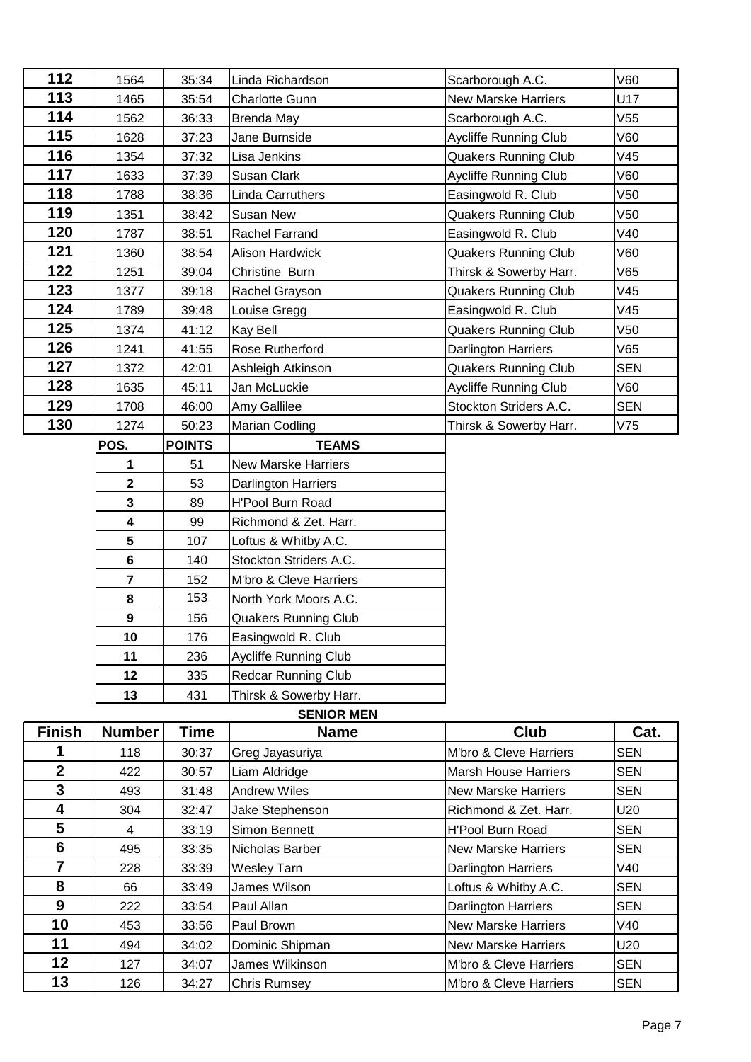| | | | | | |
|---|---|---|---|---|---|
| 112 | 1564 | 35:34 | Linda Richardson | Scarborough A.C. | V60 |
| 113 | 1465 | 35:54 | Charlotte Gunn | New Marske Harriers | U17 |
| 114 | 1562 | 36:33 | Brenda May | Scarborough A.C. | V55 |
| 115 | 1628 | 37:23 | Jane Burnside | Aycliffe Running Club | V60 |
| 116 | 1354 | 37:32 | Lisa Jenkins | Quakers Running Club | V45 |
| 117 | 1633 | 37:39 | Susan Clark | Aycliffe Running Club | V60 |
| 118 | 1788 | 38:36 | Linda Carruthers | Easingwold R. Club | V50 |
| 119 | 1351 | 38:42 | Susan New | Quakers Running Club | V50 |
| 120 | 1787 | 38:51 | Rachel Farrand | Easingwold R. Club | V40 |
| 121 | 1360 | 38:54 | Alison Hardwick | Quakers Running Club | V60 |
| 122 | 1251 | 39:04 | Christine Burn | Thirsk & Sowerby Harr. | V65 |
| 123 | 1377 | 39:18 | Rachel Grayson | Quakers Running Club | V45 |
| 124 | 1789 | 39:48 | Louise Gregg | Easingwold R. Club | V45 |
| 125 | 1374 | 41:12 | Kay Bell | Quakers Running Club | V50 |
| 126 | 1241 | 41:55 | Rose Rutherford | Darlington Harriers | V65 |
| 127 | 1372 | 42:01 | Ashleigh Atkinson | Quakers Running Club | SEN |
| 128 | 1635 | 45:11 | Jan McLuckie | Aycliffe Running Club | V60 |
| 129 | 1708 | 46:00 | Amy Gallilee | Stockton Striders A.C. | SEN |
| 130 | 1274 | 50:23 | Marian Codling | Thirsk & Sowerby Harr. | V75 |

| POS. | POINTS | TEAMS |
|---|---|---|
| 1 | 51 | New Marske Harriers |
| 2 | 53 | Darlington Harriers |
| 3 | 89 | H'Pool Burn Road |
| 4 | 99 | Richmond & Zet. Harr. |
| 5 | 107 | Loftus & Whitby A.C. |
| 6 | 140 | Stockton Striders A.C. |
| 7 | 152 | M'bro & Cleve Harriers |
| 8 | 153 | North York Moors A.C. |
| 9 | 156 | Quakers Running Club |
| 10 | 176 | Easingwold R. Club |
| 11 | 236 | Aycliffe Running Club |
| 12 | 335 | Redcar Running Club |
| 13 | 431 | Thirsk & Sowerby Harr. |

## SENIOR MEN

| Finish | Number | Time | Name | Club | Cat. |
|---|---|---|---|---|---|
| 1 | 118 | 30:37 | Greg Jayasuriya | M'bro & Cleve Harriers | SEN |
| 2 | 422 | 30:57 | Liam Aldridge | Marsh House Harriers | SEN |
| 3 | 493 | 31:48 | Andrew Wiles | New Marske Harriers | SEN |
| 4 | 304 | 32:47 | Jake Stephenson | Richmond & Zet. Harr. | U20 |
| 5 | 4 | 33:19 | Simon Bennett | H'Pool Burn Road | SEN |
| 6 | 495 | 33:35 | Nicholas Barber | New Marske Harriers | SEN |
| 7 | 228 | 33:39 | Wesley Tarn | Darlington Harriers | V40 |
| 8 | 66 | 33:49 | James Wilson | Loftus & Whitby A.C. | SEN |
| 9 | 222 | 33:54 | Paul Allan | Darlington Harriers | SEN |
| 10 | 453 | 33:56 | Paul Brown | New Marske Harriers | V40 |
| 11 | 494 | 34:02 | Dominic Shipman | New Marske Harriers | U20 |
| 12 | 127 | 34:07 | James Wilkinson | M'bro & Cleve Harriers | SEN |
| 13 | 126 | 34:27 | Chris Rumsey | M'bro & Cleve Harriers | SEN |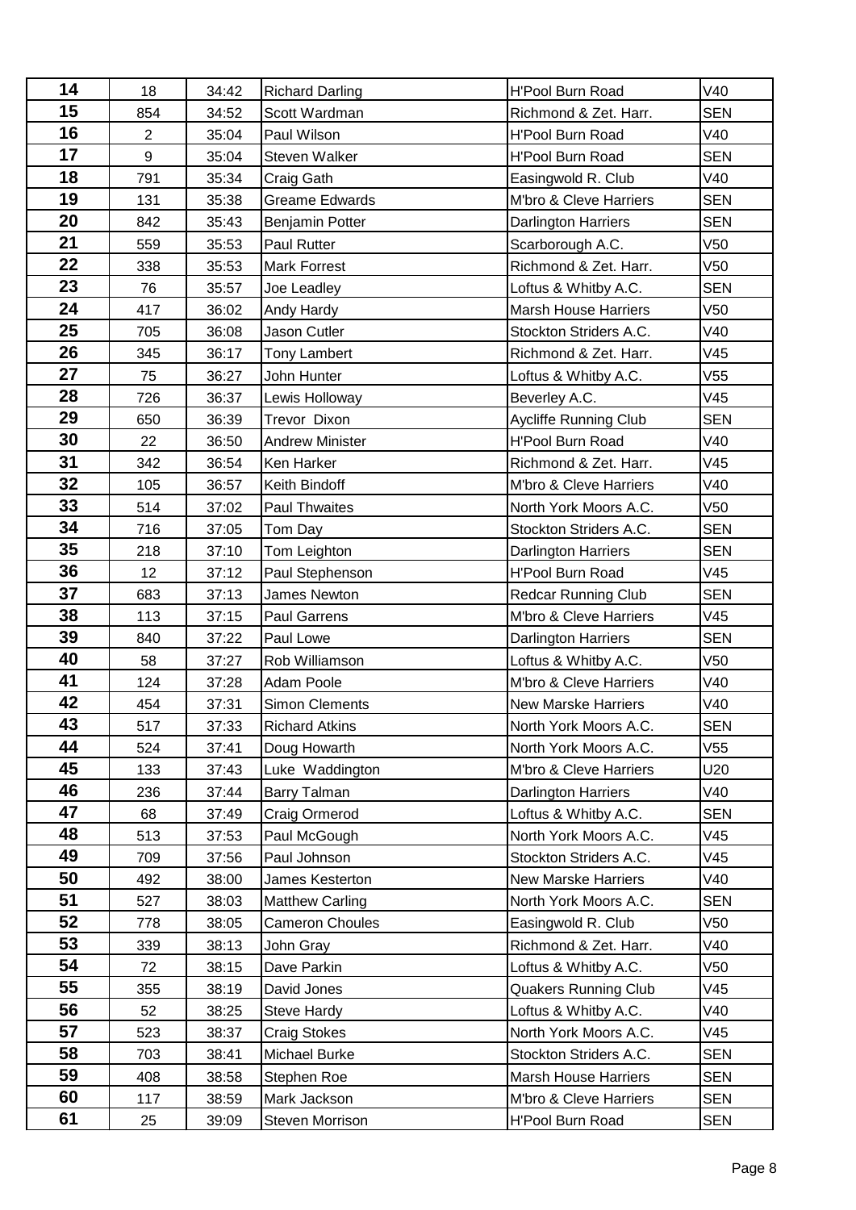| 14 | 18 | 34:42 | Richard Darling | H'Pool Burn Road | V40 |
|---|---|---|---|---|---|
| 15 | 854 | 34:52 | Scott Wardman | Richmond & Zet. Harr. | SEN |
| 16 | 2 | 35:04 | Paul Wilson | H'Pool Burn Road | V40 |
| 17 | 9 | 35:04 | Steven Walker | H'Pool Burn Road | SEN |
| 18 | 791 | 35:34 | Craig Gath | Easingwold R. Club | V40 |
| 19 | 131 | 35:38 | Greame Edwards | M'bro & Cleve Harriers | SEN |
| 20 | 842 | 35:43 | Benjamin Potter | Darlington Harriers | SEN |
| 21 | 559 | 35:53 | Paul Rutter | Scarborough A.C. | V50 |
| 22 | 338 | 35:53 | Mark Forrest | Richmond & Zet. Harr. | V50 |
| 23 | 76 | 35:57 | Joe Leadley | Loftus & Whitby A.C. | SEN |
| 24 | 417 | 36:02 | Andy Hardy | Marsh House Harriers | V50 |
| 25 | 705 | 36:08 | Jason Cutler | Stockton Striders A.C. | V40 |
| 26 | 345 | 36:17 | Tony Lambert | Richmond & Zet. Harr. | V45 |
| 27 | 75 | 36:27 | John Hunter | Loftus & Whitby A.C. | V55 |
| 28 | 726 | 36:37 | Lewis Holloway | Beverley A.C. | V45 |
| 29 | 650 | 36:39 | Trevor Dixon | Aycliffe Running Club | SEN |
| 30 | 22 | 36:50 | Andrew Minister | H'Pool Burn Road | V40 |
| 31 | 342 | 36:54 | Ken Harker | Richmond & Zet. Harr. | V45 |
| 32 | 105 | 36:57 | Keith Bindoff | M'bro & Cleve Harriers | V40 |
| 33 | 514 | 37:02 | Paul Thwaites | North York Moors A.C. | V50 |
| 34 | 716 | 37:05 | Tom Day | Stockton Striders A.C. | SEN |
| 35 | 218 | 37:10 | Tom Leighton | Darlington Harriers | SEN |
| 36 | 12 | 37:12 | Paul Stephenson | H'Pool Burn Road | V45 |
| 37 | 683 | 37:13 | James Newton | Redcar Running Club | SEN |
| 38 | 113 | 37:15 | Paul Garrens | M'bro & Cleve Harriers | V45 |
| 39 | 840 | 37:22 | Paul Lowe | Darlington Harriers | SEN |
| 40 | 58 | 37:27 | Rob Williamson | Loftus & Whitby A.C. | V50 |
| 41 | 124 | 37:28 | Adam Poole | M'bro & Cleve Harriers | V40 |
| 42 | 454 | 37:31 | Simon Clements | New Marske Harriers | V40 |
| 43 | 517 | 37:33 | Richard Atkins | North York Moors A.C. | SEN |
| 44 | 524 | 37:41 | Doug Howarth | North York Moors A.C. | V55 |
| 45 | 133 | 37:43 | Luke Waddington | M'bro & Cleve Harriers | U20 |
| 46 | 236 | 37:44 | Barry Talman | Darlington Harriers | V40 |
| 47 | 68 | 37:49 | Craig Ormerod | Loftus & Whitby A.C. | SEN |
| 48 | 513 | 37:53 | Paul McGough | North York Moors A.C. | V45 |
| 49 | 709 | 37:56 | Paul Johnson | Stockton Striders A.C. | V45 |
| 50 | 492 | 38:00 | James Kesterton | New Marske Harriers | V40 |
| 51 | 527 | 38:03 | Matthew Carling | North York Moors A.C. | SEN |
| 52 | 778 | 38:05 | Cameron Choules | Easingwold R. Club | V50 |
| 53 | 339 | 38:13 | John Gray | Richmond & Zet. Harr. | V40 |
| 54 | 72 | 38:15 | Dave Parkin | Loftus & Whitby A.C. | V50 |
| 55 | 355 | 38:19 | David Jones | Quakers Running Club | V45 |
| 56 | 52 | 38:25 | Steve Hardy | Loftus & Whitby A.C. | V40 |
| 57 | 523 | 38:37 | Craig Stokes | North York Moors A.C. | V45 |
| 58 | 703 | 38:41 | Michael Burke | Stockton Striders A.C. | SEN |
| 59 | 408 | 38:58 | Stephen Roe | Marsh House Harriers | SEN |
| 60 | 117 | 38:59 | Mark Jackson | M'bro & Cleve Harriers | SEN |
| 61 | 25 | 39:09 | Steven Morrison | H'Pool Burn Road | SEN |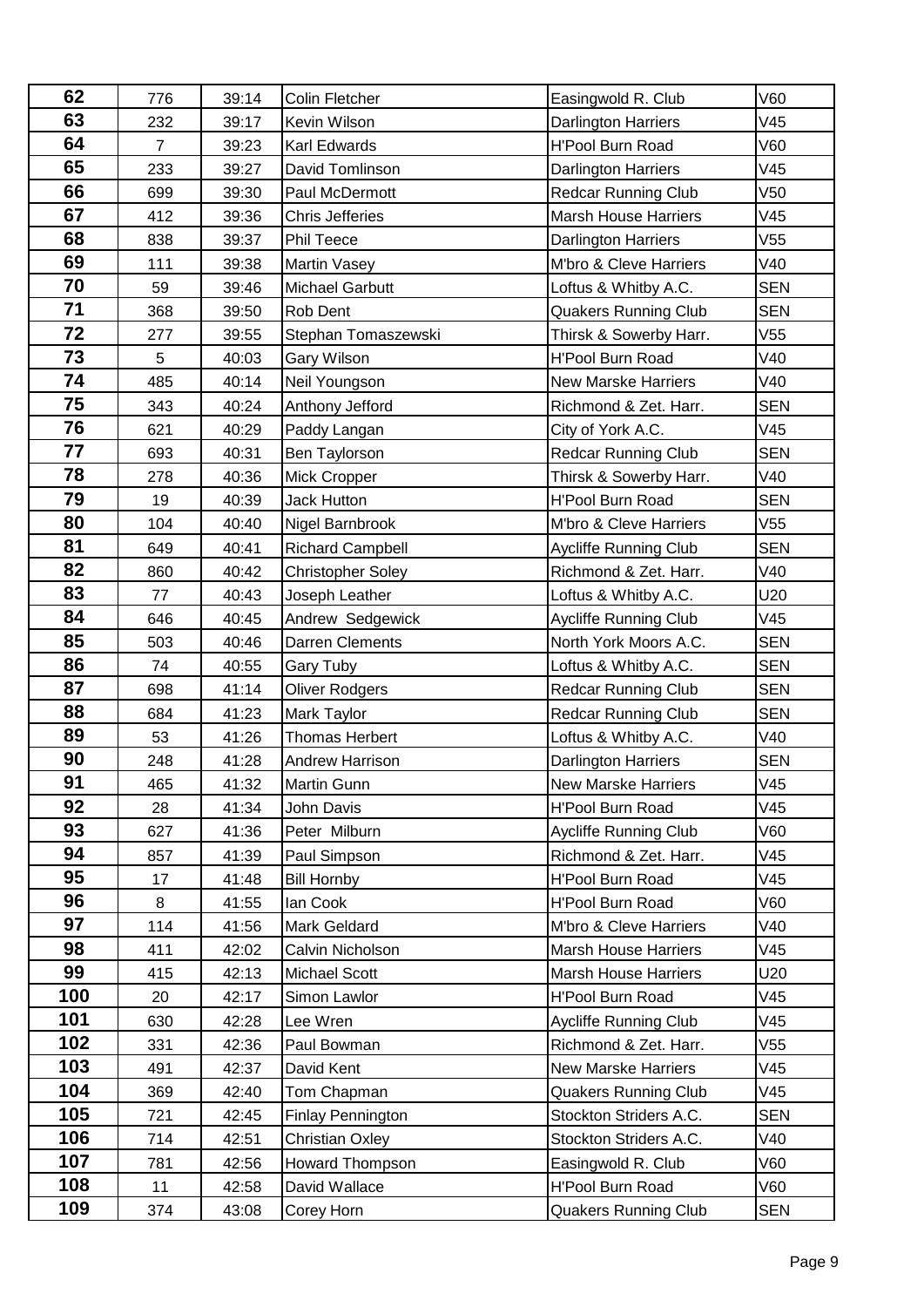| 62 | 776 | 39:14 | Colin Fletcher | Easingwold R. Club | V60 |
|---|---|---|---|---|---|
| 63 | 232 | 39:17 | Kevin Wilson | Darlington Harriers | V45 |
| 64 | 7 | 39:23 | Karl Edwards | H'Pool Burn Road | V60 |
| 65 | 233 | 39:27 | David Tomlinson | Darlington Harriers | V45 |
| 66 | 699 | 39:30 | Paul McDermott | Redcar Running Club | V50 |
| 67 | 412 | 39:36 | Chris Jefferies | Marsh House Harriers | V45 |
| 68 | 838 | 39:37 | Phil Teece | Darlington Harriers | V55 |
| 69 | 111 | 39:38 | Martin Vasey | M'bro & Cleve Harriers | V40 |
| 70 | 59 | 39:46 | Michael Garbutt | Loftus & Whitby A.C. | SEN |
| 71 | 368 | 39:50 | Rob Dent | Quakers Running Club | SEN |
| 72 | 277 | 39:55 | Stephan Tomaszewski | Thirsk & Sowerby Harr. | V55 |
| 73 | 5 | 40:03 | Gary Wilson | H'Pool Burn Road | V40 |
| 74 | 485 | 40:14 | Neil Youngson | New Marske Harriers | V40 |
| 75 | 343 | 40:24 | Anthony Jefford | Richmond & Zet. Harr. | SEN |
| 76 | 621 | 40:29 | Paddy Langan | City of York A.C. | V45 |
| 77 | 693 | 40:31 | Ben Taylorson | Redcar Running Club | SEN |
| 78 | 278 | 40:36 | Mick Cropper | Thirsk & Sowerby Harr. | V40 |
| 79 | 19 | 40:39 | Jack Hutton | H'Pool Burn Road | SEN |
| 80 | 104 | 40:40 | Nigel Barnbrook | M'bro & Cleve Harriers | V55 |
| 81 | 649 | 40:41 | Richard Campbell | Aycliffe Running Club | SEN |
| 82 | 860 | 40:42 | Christopher Soley | Richmond & Zet. Harr. | V40 |
| 83 | 77 | 40:43 | Joseph Leather | Loftus & Whitby A.C. | U20 |
| 84 | 646 | 40:45 | Andrew Sedgewick | Aycliffe Running Club | V45 |
| 85 | 503 | 40:46 | Darren Clements | North York Moors A.C. | SEN |
| 86 | 74 | 40:55 | Gary Tuby | Loftus & Whitby A.C. | SEN |
| 87 | 698 | 41:14 | Oliver Rodgers | Redcar Running Club | SEN |
| 88 | 684 | 41:23 | Mark Taylor | Redcar Running Club | SEN |
| 89 | 53 | 41:26 | Thomas Herbert | Loftus & Whitby A.C. | V40 |
| 90 | 248 | 41:28 | Andrew Harrison | Darlington Harriers | SEN |
| 91 | 465 | 41:32 | Martin Gunn | New Marske Harriers | V45 |
| 92 | 28 | 41:34 | John Davis | H'Pool Burn Road | V45 |
| 93 | 627 | 41:36 | Peter Milburn | Aycliffe Running Club | V60 |
| 94 | 857 | 41:39 | Paul Simpson | Richmond & Zet. Harr. | V45 |
| 95 | 17 | 41:48 | Bill Hornby | H'Pool Burn Road | V45 |
| 96 | 8 | 41:55 | Ian Cook | H'Pool Burn Road | V60 |
| 97 | 114 | 41:56 | Mark Geldard | M'bro & Cleve Harriers | V40 |
| 98 | 411 | 42:02 | Calvin Nicholson | Marsh House Harriers | V45 |
| 99 | 415 | 42:13 | Michael Scott | Marsh House Harriers | U20 |
| 100 | 20 | 42:17 | Simon Lawlor | H'Pool Burn Road | V45 |
| 101 | 630 | 42:28 | Lee Wren | Aycliffe Running Club | V45 |
| 102 | 331 | 42:36 | Paul Bowman | Richmond & Zet. Harr. | V55 |
| 103 | 491 | 42:37 | David Kent | New Marske Harriers | V45 |
| 104 | 369 | 42:40 | Tom Chapman | Quakers Running Club | V45 |
| 105 | 721 | 42:45 | Finlay Pennington | Stockton Striders A.C. | SEN |
| 106 | 714 | 42:51 | Christian Oxley | Stockton Striders A.C. | V40 |
| 107 | 781 | 42:56 | Howard Thompson | Easingwold R. Club | V60 |
| 108 | 11 | 42:58 | David Wallace | H'Pool Burn Road | V60 |
| 109 | 374 | 43:08 | Corey Horn | Quakers Running Club | SEN |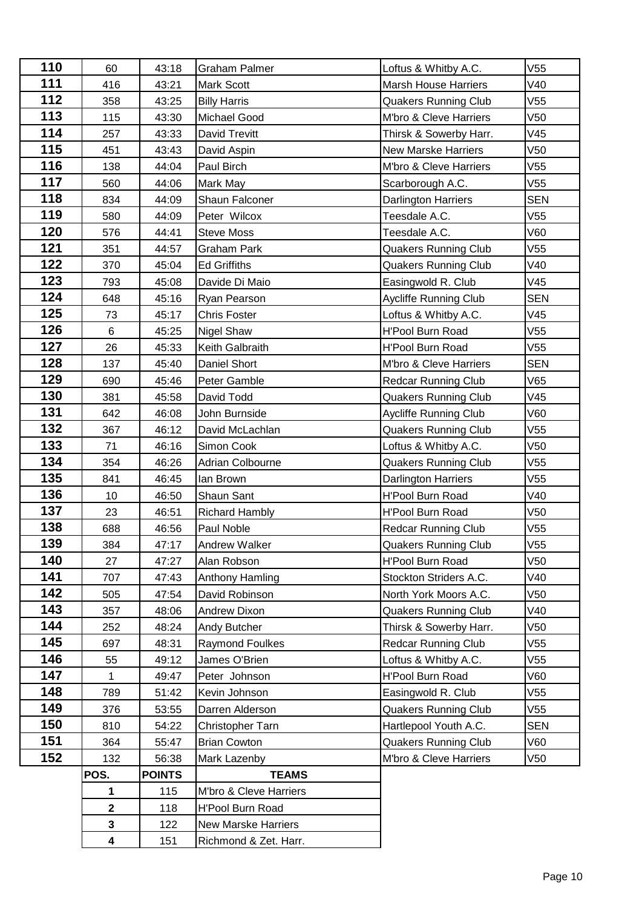| | | | | | |
|---|---|---|---|---|---|
| **110** | 60 | 43:18 | Graham Palmer | Loftus & Whitby A.C. | V55 |
| **111** | 416 | 43:21 | Mark Scott | Marsh House Harriers | V40 |
| **112** | 358 | 43:25 | Billy Harris | Quakers Running Club | V55 |
| **113** | 115 | 43:30 | Michael Good | M'bro & Cleve Harriers | V50 |
| **114** | 257 | 43:33 | David Trevitt | Thirsk & Sowerby Harr. | V45 |
| **115** | 451 | 43:43 | David Aspin | New Marske Harriers | V50 |
| **116** | 138 | 44:04 | Paul Birch | M'bro & Cleve Harriers | V55 |
| **117** | 560 | 44:06 | Mark May | Scarborough A.C. | V55 |
| **118** | 834 | 44:09 | Shaun Falconer | Darlington Harriers | SEN |
| **119** | 580 | 44:09 | Peter Wilcox | Teesdale A.C. | V55 |
| **120** | 576 | 44:41 | Steve Moss | Teesdale A.C. | V60 |
| **121** | 351 | 44:57 | Graham Park | Quakers Running Club | V55 |
| **122** | 370 | 45:04 | Ed Griffiths | Quakers Running Club | V40 |
| **123** | 793 | 45:08 | Davide Di Maio | Easingwold R. Club | V45 |
| **124** | 648 | 45:16 | Ryan Pearson | Aycliffe Running Club | SEN |
| **125** | 73 | 45:17 | Chris Foster | Loftus & Whitby A.C. | V45 |
| **126** | 6 | 45:25 | Nigel Shaw | H'Pool Burn Road | V55 |
| **127** | 26 | 45:33 | Keith Galbraith | H'Pool Burn Road | V55 |
| **128** | 137 | 45:40 | Daniel Short | M'bro & Cleve Harriers | SEN |
| **129** | 690 | 45:46 | Peter Gamble | Redcar Running Club | V65 |
| **130** | 381 | 45:58 | David Todd | Quakers Running Club | V45 |
| **131** | 642 | 46:08 | John Burnside | Aycliffe Running Club | V60 |
| **132** | 367 | 46:12 | David McLachlan | Quakers Running Club | V55 |
| **133** | 71 | 46:16 | Simon Cook | Loftus & Whitby A.C. | V50 |
| **134** | 354 | 46:26 | Adrian Colbourne | Quakers Running Club | V55 |
| **135** | 841 | 46:45 | Ian Brown | Darlington Harriers | V55 |
| **136** | 10 | 46:50 | Shaun Sant | H'Pool Burn Road | V40 |
| **137** | 23 | 46:51 | Richard Hambly | H'Pool Burn Road | V50 |
| **138** | 688 | 46:56 | Paul Noble | Redcar Running Club | V55 |
| **139** | 384 | 47:17 | Andrew Walker | Quakers Running Club | V55 |
| **140** | 27 | 47:27 | Alan Robson | H'Pool Burn Road | V50 |
| **141** | 707 | 47:43 | Anthony Hamling | Stockton Striders A.C. | V40 |
| **142** | 505 | 47:54 | David Robinson | North York Moors A.C. | V50 |
| **143** | 357 | 48:06 | Andrew Dixon | Quakers Running Club | V40 |
| **144** | 252 | 48:24 | Andy Butcher | Thirsk & Sowerby Harr. | V50 |
| **145** | 697 | 48:31 | Raymond Foulkes | Redcar Running Club | V55 |
| **146** | 55 | 49:12 | James O'Brien | Loftus & Whitby A.C. | V55 |
| **147** | 1 | 49:47 | Peter Johnson | H'Pool Burn Road | V60 |
| **148** | 789 | 51:42 | Kevin Johnson | Easingwold R. Club | V55 |
| **149** | 376 | 53:55 | Darren Alderson | Quakers Running Club | V55 |
| **150** | 810 | 54:22 | Christopher Tarn | Hartlepool Youth A.C. | SEN |
| **151** | 364 | 55:47 | Brian Cowton | Quakers Running Club | V60 |
| **152** | 132 | 56:38 | Mark Lazenby | M'bro & Cleve Harriers | V50 |

| POS. | POINTS | TEAMS |
|---|---|---|
| **1** | 115 | M'bro & Cleve Harriers |
| **2** | 118 | H'Pool Burn Road |
| **3** | 122 | New Marske Harriers |
| **4** | 151 | Richmond & Zet. Harr. |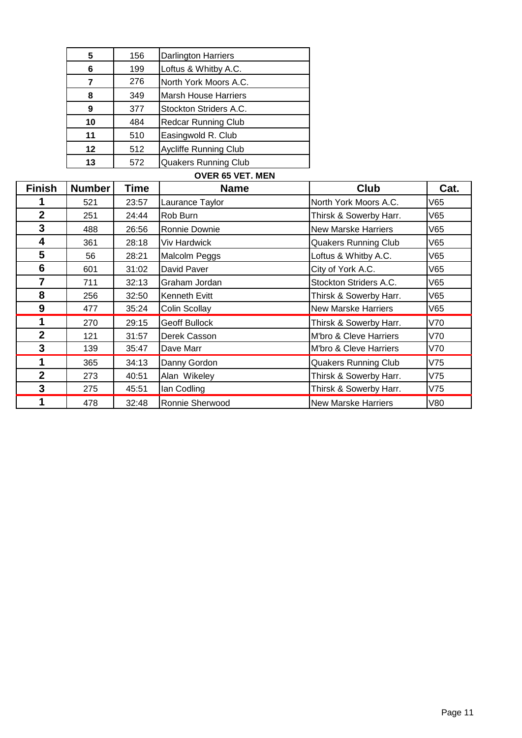| | | |
|---|---|---|
| 5 | 156 | Darlington Harriers |
| 6 | 199 | Loftus & Whitby A.C. |
| 7 | 276 | North York Moors A.C. |
| 8 | 349 | Marsh House Harriers |
| 9 | 377 | Stockton Striders A.C. |
| 10 | 484 | Redcar Running Club |
| 11 | 510 | Easingwold R. Club |
| 12 | 512 | Aycliffe Running Club |
| 13 | 572 | Quakers Running Club |

**OVER 65 VET. MEN**

| Finish | Number | Time | Name | Club | Cat. |
|---|---|---|---|---|---|
| 1 | 521 | 23:57 | Laurance Taylor | North York Moors A.C. | V65 |
| 2 | 251 | 24:44 | Rob Burn | Thirsk & Sowerby Harr. | V65 |
| 3 | 488 | 26:56 | Ronnie Downie | New Marske Harriers | V65 |
| 4 | 361 | 28:18 | Viv Hardwick | Quakers Running Club | V65 |
| 5 | 56 | 28:21 | Malcolm Peggs | Loftus & Whitby A.C. | V65 |
| 6 | 601 | 31:02 | David Paver | City of York A.C. | V65 |
| 7 | 711 | 32:13 | Graham Jordan | Stockton Striders A.C. | V65 |
| 8 | 256 | 32:50 | Kenneth Evitt | Thirsk & Sowerby Harr. | V65 |
| 9 | 477 | 35:24 | Colin Scollay | New Marske Harriers | V65 |
| 1 | 270 | 29:15 | Geoff Bullock | Thirsk & Sowerby Harr. | V70 |
| 2 | 121 | 31:57 | Derek Casson | M'bro & Cleve Harriers | V70 |
| 3 | 139 | 35:47 | Dave Marr | M'bro & Cleve Harriers | V70 |
| 1 | 365 | 34:13 | Danny Gordon | Quakers Running Club | V75 |
| 2 | 273 | 40:51 | Alan Wikeley | Thirsk & Sowerby Harr. | V75 |
| 3 | 275 | 45:51 | Ian Codling | Thirsk & Sowerby Harr. | V75 |
| 1 | 478 | 32:48 | Ronnie Sherwood | New Marske Harriers | V80 |